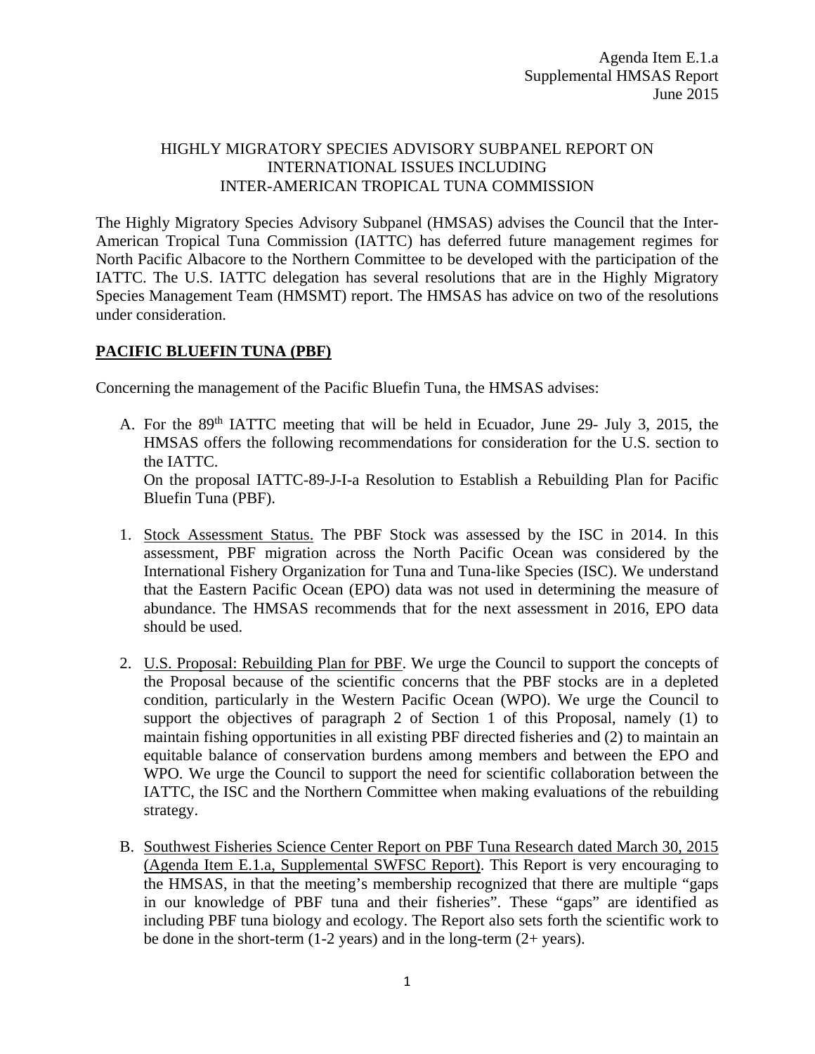Agenda Item E.1.a
Supplemental HMSAS Report
June 2015

# HIGHLY MIGRATORY SPECIES ADVISORY SUBPANEL REPORT ON INTERNATIONAL ISSUES INCLUDING INTER-AMERICAN TROPICAL TUNA COMMISSION

The Highly Migratory Species Advisory Subpanel (HMSAS) advises the Council that the Inter-American Tropical Tuna Commission (IATTC) has deferred future management regimes for North Pacific Albacore to the Northern Committee to be developed with the participation of the IATTC. The U.S. IATTC delegation has several resolutions that are in the Highly Migratory Species Management Team (HMSMT) report. The HMSAS has advice on two of the resolutions under consideration.

## PACIFIC BLUEFIN TUNA (PBF)

Concerning the management of the Pacific Bluefin Tuna, the HMSAS advises:

A. For the 89th IATTC meeting that will be held in Ecuador, June 29- July 3, 2015, the HMSAS offers the following recommendations for consideration for the U.S. section to the IATTC.
   On the proposal IATTC-89-J-I-a Resolution to Establish a Rebuilding Plan for Pacific Bluefin Tuna (PBF).

1. Stock Assessment Status. The PBF Stock was assessed by the ISC in 2014. In this assessment, PBF migration across the North Pacific Ocean was considered by the International Fishery Organization for Tuna and Tuna-like Species (ISC). We understand that the Eastern Pacific Ocean (EPO) data was not used in determining the measure of abundance. The HMSAS recommends that for the next assessment in 2016, EPO data should be used.

2. U.S. Proposal: Rebuilding Plan for PBF. We urge the Council to support the concepts of the Proposal because of the scientific concerns that the PBF stocks are in a depleted condition, particularly in the Western Pacific Ocean (WPO). We urge the Council to support the objectives of paragraph 2 of Section 1 of this Proposal, namely (1) to maintain fishing opportunities in all existing PBF directed fisheries and (2) to maintain an equitable balance of conservation burdens among members and between the EPO and WPO. We urge the Council to support the need for scientific collaboration between the IATTC, the ISC and the Northern Committee when making evaluations of the rebuilding strategy.

B. Southwest Fisheries Science Center Report on PBF Tuna Research dated March 30, 2015 (Agenda Item E.1.a, Supplemental SWFSC Report). This Report is very encouraging to the HMSAS, in that the meeting's membership recognized that there are multiple "gaps in our knowledge of PBF tuna and their fisheries". These "gaps" are identified as including PBF tuna biology and ecology. The Report also sets forth the scientific work to be done in the short-term (1-2 years) and in the long-term (2+ years).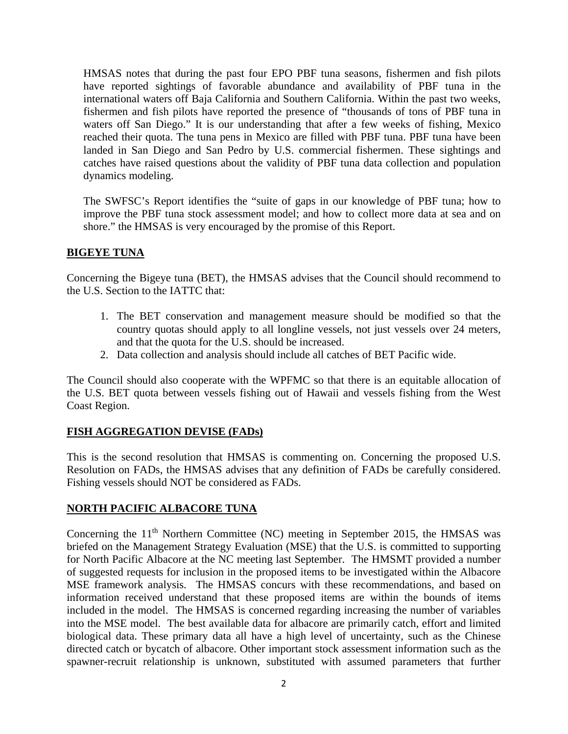HMSAS notes that during the past four EPO PBF tuna seasons, fishermen and fish pilots have reported sightings of favorable abundance and availability of PBF tuna in the international waters off Baja California and Southern California. Within the past two weeks, fishermen and fish pilots have reported the presence of "thousands of tons of PBF tuna in waters off San Diego." It is our understanding that after a few weeks of fishing, Mexico reached their quota. The tuna pens in Mexico are filled with PBF tuna. PBF tuna have been landed in San Diego and San Pedro by U.S. commercial fishermen. These sightings and catches have raised questions about the validity of PBF tuna data collection and population dynamics modeling.

The SWFSC's Report identifies the "suite of gaps in our knowledge of PBF tuna; how to improve the PBF tuna stock assessment model; and how to collect more data at sea and on shore." the HMSAS is very encouraged by the promise of this Report.

## BIGEYE TUNA

Concerning the Bigeye tuna (BET), the HMSAS advises that the Council should recommend to the U.S. Section to the IATTC that:

1. The BET conservation and management measure should be modified so that the country quotas should apply to all longline vessels, not just vessels over 24 meters, and that the quota for the U.S. should be increased.
2. Data collection and analysis should include all catches of BET Pacific wide.

The Council should also cooperate with the WPFMC so that there is an equitable allocation of the U.S. BET quota between vessels fishing out of Hawaii and vessels fishing from the West Coast Region.

## FISH AGGREGATION DEVISE (FADs)

This is the second resolution that HMSAS is commenting on. Concerning the proposed U.S. Resolution on FADs, the HMSAS advises that any definition of FADs be carefully considered. Fishing vessels should NOT be considered as FADs.

## NORTH PACIFIC ALBACORE TUNA

Concerning the 11th Northern Committee (NC) meeting in September 2015, the HMSAS was briefed on the Management Strategy Evaluation (MSE) that the U.S. is committed to supporting for North Pacific Albacore at the NC meeting last September. The HMSMT provided a number of suggested requests for inclusion in the proposed items to be investigated within the Albacore MSE framework analysis. The HMSAS concurs with these recommendations, and based on information received understand that these proposed items are within the bounds of items included in the model. The HMSAS is concerned regarding increasing the number of variables into the MSE model. The best available data for albacore are primarily catch, effort and limited biological data. These primary data all have a high level of uncertainty, such as the Chinese directed catch or bycatch of albacore. Other important stock assessment information such as the spawner-recruit relationship is unknown, substituted with assumed parameters that further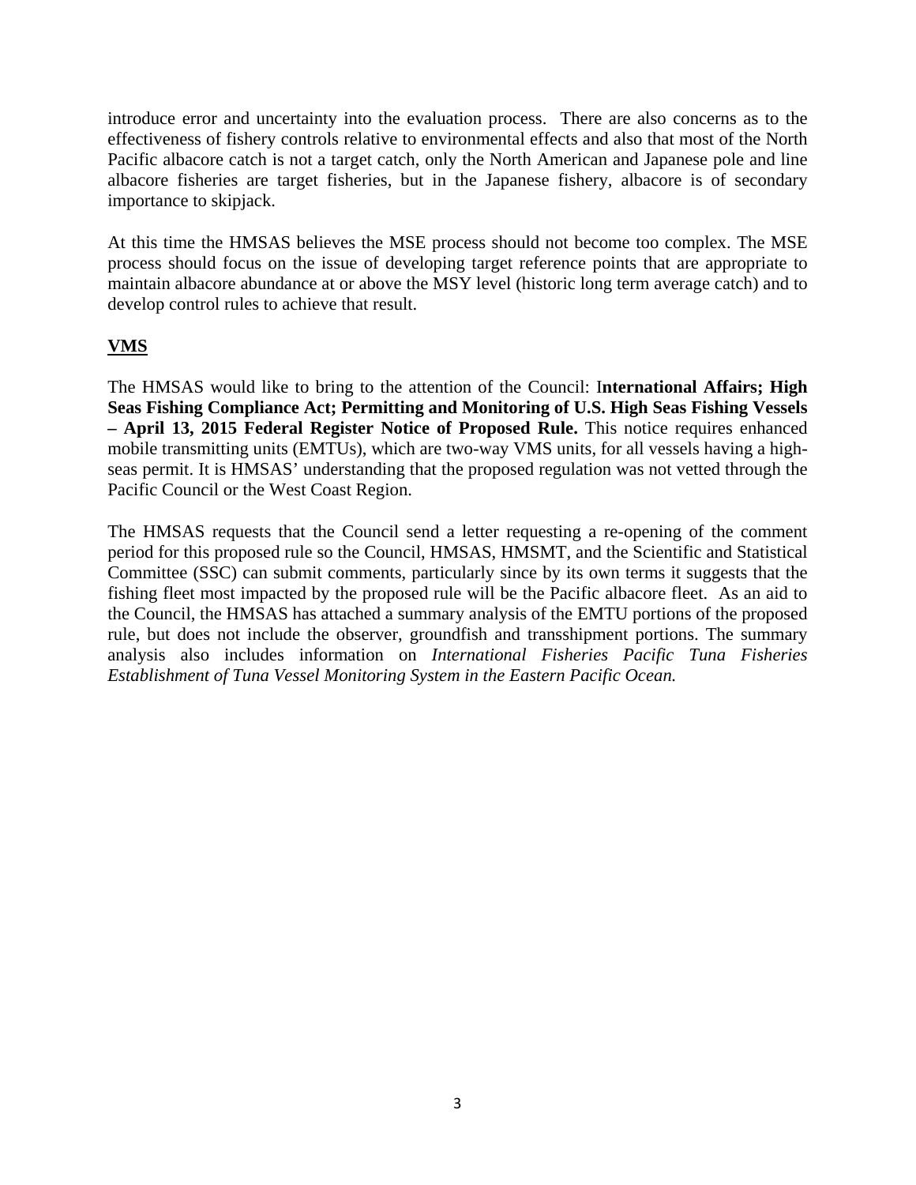introduce error and uncertainty into the evaluation process. There are also concerns as to the effectiveness of fishery controls relative to environmental effects and also that most of the North Pacific albacore catch is not a target catch, only the North American and Japanese pole and line albacore fisheries are target fisheries, but in the Japanese fishery, albacore is of secondary importance to skipjack.

At this time the HMSAS believes the MSE process should not become too complex. The MSE process should focus on the issue of developing target reference points that are appropriate to maintain albacore abundance at or above the MSY level (historic long term average catch) and to develop control rules to achieve that result.

## VMS

The HMSAS would like to bring to the attention of the Council: I**nternational Affairs; High Seas Fishing Compliance Act; Permitting and Monitoring of U.S. High Seas Fishing Vessels – April 13, 2015 Federal Register Notice of Proposed Rule.** This notice requires enhanced mobile transmitting units (EMTUs), which are two-way VMS units, for all vessels having a high-seas permit. It is HMSAS' understanding that the proposed regulation was not vetted through the Pacific Council or the West Coast Region.

The HMSAS requests that the Council send a letter requesting a re-opening of the comment period for this proposed rule so the Council, HMSAS, HMSMT, and the Scientific and Statistical Committee (SSC) can submit comments, particularly since by its own terms it suggests that the fishing fleet most impacted by the proposed rule will be the Pacific albacore fleet. As an aid to the Council, the HMSAS has attached a summary analysis of the EMTU portions of the proposed rule, but does not include the observer, groundfish and transshipment portions. The summary analysis also includes information on *International Fisheries Pacific Tuna Fisheries Establishment of Tuna Vessel Monitoring System in the Eastern Pacific Ocean.*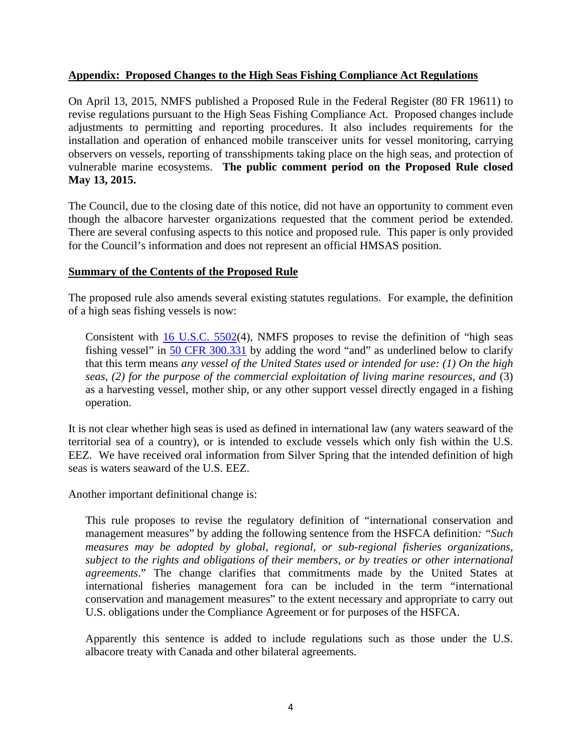**<u>Appendix: Proposed Changes to the High Seas Fishing Compliance Act Regulations</u>**

On April 13, 2015, NMFS published a Proposed Rule in the Federal Register (80 FR 19611) to revise regulations pursuant to the High Seas Fishing Compliance Act. Proposed changes include adjustments to permitting and reporting procedures. It also includes requirements for the installation and operation of enhanced mobile transceiver units for vessel monitoring, carrying observers on vessels, reporting of transshipments taking place on the high seas, and protection of vulnerable marine ecosystems. **The public comment period on the Proposed Rule closed May 13, 2015.**

The Council, due to the closing date of this notice, did not have an opportunity to comment even though the albacore harvester organizations requested that the comment period be extended. There are several confusing aspects to this notice and proposed rule. This paper is only provided for the Council's information and does not represent an official HMSAS position.

**<u>Summary of the Contents of the Proposed Rule</u>**

The proposed rule also amends several existing statutes regulations. For example, the definition of a high seas fishing vessels is now:

> Consistent with 16 U.S.C. 5502(4), NMFS proposes to revise the definition of "high seas fishing vessel" in 50 CFR 300.331 by adding the word "and" as underlined below to clarify that this term means *any vessel of the United States used or intended for use: (1) On the high seas, (2) for the purpose of the commercial exploitation of living marine resources, and* (3) as a harvesting vessel, mother ship, or any other support vessel directly engaged in a fishing operation.

It is not clear whether high seas is used as defined in international law (any waters seaward of the territorial sea of a country), or is intended to exclude vessels which only fish within the U.S. EEZ. We have received oral information from Silver Spring that the intended definition of high seas is waters seaward of the U.S. EEZ.

Another important definitional change is:

> This rule proposes to revise the regulatory definition of "international conservation and management measures" by adding the following sentence from the HSFCA definition: "*Such measures may be adopted by global, regional, or sub-regional fisheries organizations, subject to the rights and obligations of their members, or by treaties or other international agreements*." The change clarifies that commitments made by the United States at international fisheries management fora can be included in the term "international conservation and management measures" to the extent necessary and appropriate to carry out U.S. obligations under the Compliance Agreement or for purposes of the HSFCA.
>
> Apparently this sentence is added to include regulations such as those under the U.S. albacore treaty with Canada and other bilateral agreements.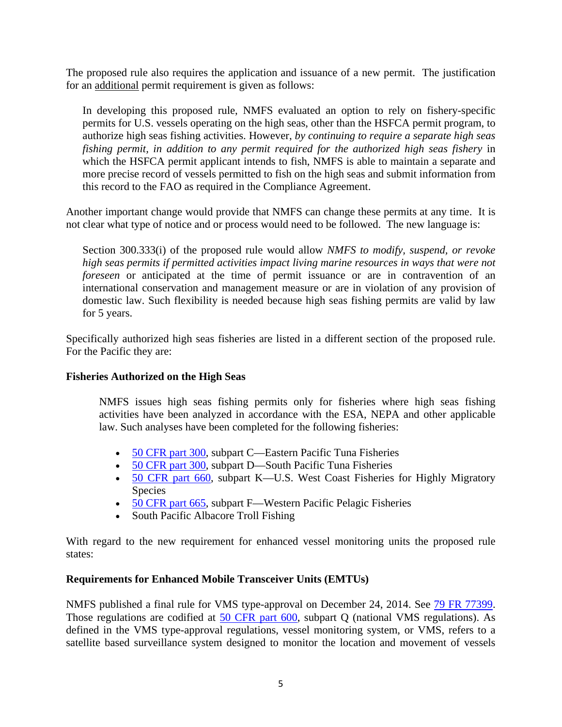The proposed rule also requires the application and issuance of a new permit. The justification for an additional permit requirement is given as follows:

> In developing this proposed rule, NMFS evaluated an option to rely on fishery-specific permits for U.S. vessels operating on the high seas, other than the HSFCA permit program, to authorize high seas fishing activities. However, *by continuing to require a separate high seas fishing permit, in addition to any permit required for the authorized high seas fishery* in which the HSFCA permit applicant intends to fish, NMFS is able to maintain a separate and more precise record of vessels permitted to fish on the high seas and submit information from this record to the FAO as required in the Compliance Agreement.

Another important change would provide that NMFS can change these permits at any time. It is not clear what type of notice and or process would need to be followed. The new language is:

> Section 300.333(i) of the proposed rule would allow *NMFS to modify, suspend, or revoke high seas permits if permitted activities impact living marine resources in ways that were not foreseen* or anticipated at the time of permit issuance or are in contravention of an international conservation and management measure or are in violation of any provision of domestic law. Such flexibility is needed because high seas fishing permits are valid by law for 5 years.

Specifically authorized high seas fisheries are listed in a different section of the proposed rule. For the Pacific they are:

**Fisheries Authorized on the High Seas**

> NMFS issues high seas fishing permits only for fisheries where high seas fishing activities have been analyzed in accordance with the ESA, NEPA and other applicable law. Such analyses have been completed for the following fisheries:
>
> - 50 CFR part 300, subpart C—Eastern Pacific Tuna Fisheries
> - 50 CFR part 300, subpart D—South Pacific Tuna Fisheries
> - 50 CFR part 660, subpart K—U.S. West Coast Fisheries for Highly Migratory Species
> - 50 CFR part 665, subpart F—Western Pacific Pelagic Fisheries
> - South Pacific Albacore Troll Fishing

With regard to the new requirement for enhanced vessel monitoring units the proposed rule states:

**Requirements for Enhanced Mobile Transceiver Units (EMTUs)**

NMFS published a final rule for VMS type-approval on December 24, 2014. See 79 FR 77399. Those regulations are codified at 50 CFR part 600, subpart Q (national VMS regulations). As defined in the VMS type-approval regulations, vessel monitoring system, or VMS, refers to a satellite based surveillance system designed to monitor the location and movement of vessels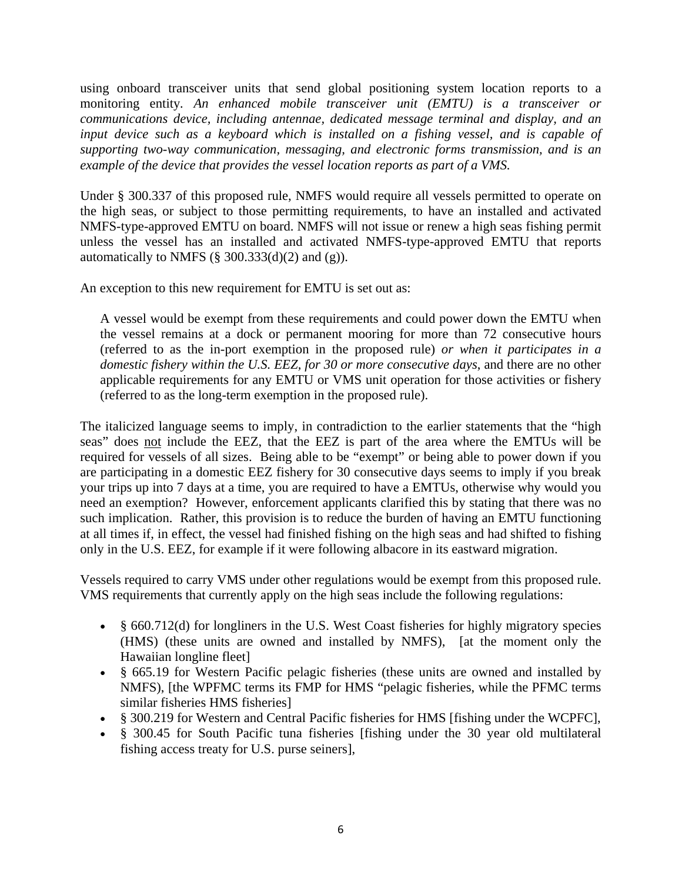using onboard transceiver units that send global positioning system location reports to a monitoring entity. *An enhanced mobile transceiver unit (EMTU) is a transceiver or communications device, including antennae, dedicated message terminal and display, and an input device such as a keyboard which is installed on a fishing vessel, and is capable of supporting two-way communication, messaging, and electronic forms transmission, and is an example of the device that provides the vessel location reports as part of a VMS.*

Under § 300.337 of this proposed rule, NMFS would require all vessels permitted to operate on the high seas, or subject to those permitting requirements, to have an installed and activated NMFS-type-approved EMTU on board. NMFS will not issue or renew a high seas fishing permit unless the vessel has an installed and activated NMFS-type-approved EMTU that reports automatically to NMFS (§ 300.333(d)(2) and (g)).

An exception to this new requirement for EMTU is set out as:

> A vessel would be exempt from these requirements and could power down the EMTU when the vessel remains at a dock or permanent mooring for more than 72 consecutive hours (referred to as the in-port exemption in the proposed rule) *or when it participates in a domestic fishery within the U.S. EEZ, for 30 or more consecutive days*, and there are no other applicable requirements for any EMTU or VMS unit operation for those activities or fishery (referred to as the long-term exemption in the proposed rule).

The italicized language seems to imply, in contradiction to the earlier statements that the "high seas" does <u>not</u> include the EEZ, that the EEZ is part of the area where the EMTUs will be required for vessels of all sizes. Being able to be "exempt" or being able to power down if you are participating in a domestic EEZ fishery for 30 consecutive days seems to imply if you break your trips up into 7 days at a time, you are required to have a EMTUs, otherwise why would you need an exemption? However, enforcement applicants clarified this by stating that there was no such implication. Rather, this provision is to reduce the burden of having an EMTU functioning at all times if, in effect, the vessel had finished fishing on the high seas and had shifted to fishing only in the U.S. EEZ, for example if it were following albacore in its eastward migration.

Vessels required to carry VMS under other regulations would be exempt from this proposed rule. VMS requirements that currently apply on the high seas include the following regulations:

- § 660.712(d) for longliners in the U.S. West Coast fisheries for highly migratory species (HMS) (these units are owned and installed by NMFS), [at the moment only the Hawaiian longline fleet]
- § 665.19 for Western Pacific pelagic fisheries (these units are owned and installed by NMFS), [the WPFMC terms its FMP for HMS "pelagic fisheries, while the PFMC terms similar fisheries HMS fisheries]
- § 300.219 for Western and Central Pacific fisheries for HMS [fishing under the WCPFC],
- § 300.45 for South Pacific tuna fisheries [fishing under the 30 year old multilateral fishing access treaty for U.S. purse seiners],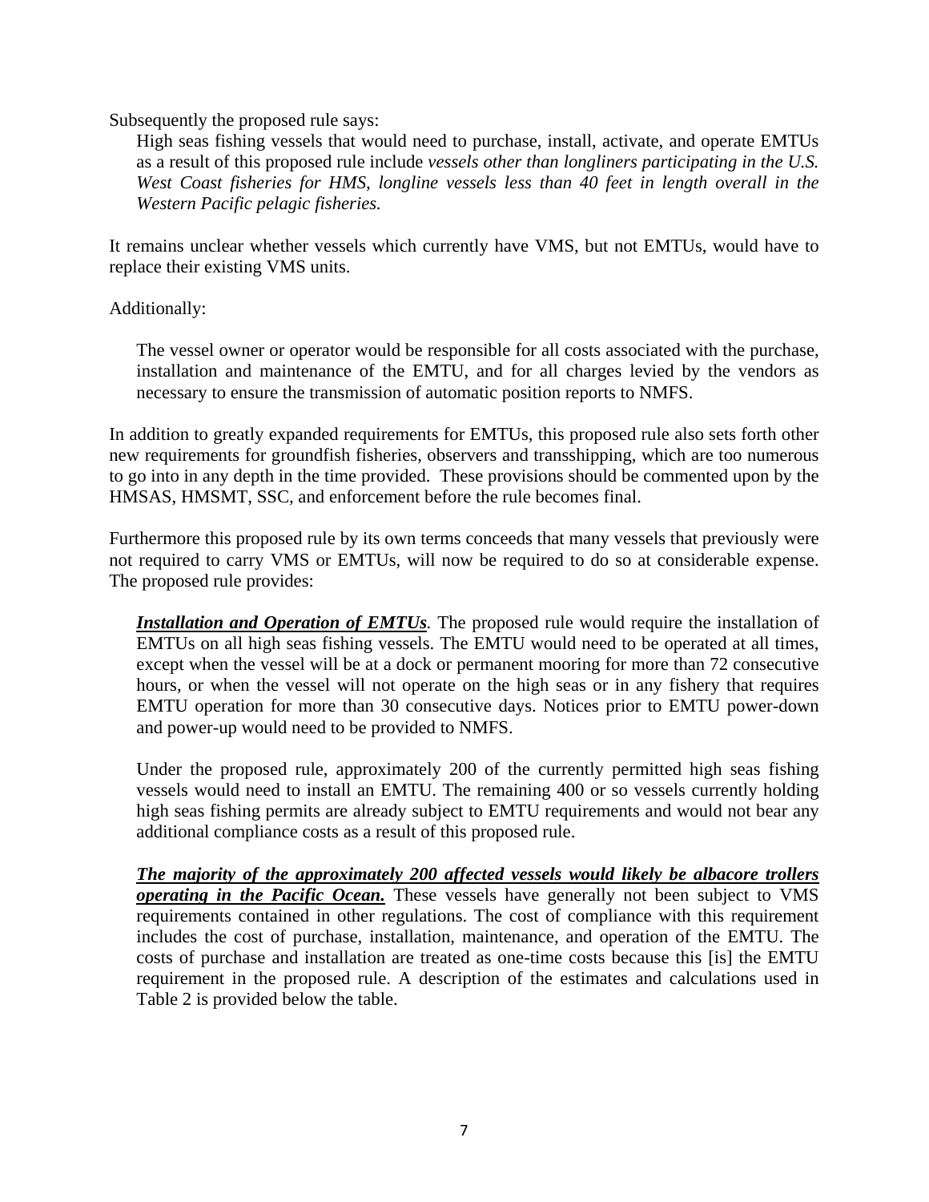Subsequently the proposed rule says:

> High seas fishing vessels that would need to purchase, install, activate, and operate EMTUs as a result of this proposed rule include *vessels other than longliners participating in the U.S. West Coast fisheries for HMS, longline vessels less than 40 feet in length overall in the Western Pacific pelagic fisheries.*

It remains unclear whether vessels which currently have VMS, but not EMTUs, would have to replace their existing VMS units.

Additionally:

> The vessel owner or operator would be responsible for all costs associated with the purchase, installation and maintenance of the EMTU, and for all charges levied by the vendors as necessary to ensure the transmission of automatic position reports to NMFS.

In addition to greatly expanded requirements for EMTUs, this proposed rule also sets forth other new requirements for groundfish fisheries, observers and transshipping, which are too numerous to go into in any depth in the time provided. These provisions should be commented upon by the HMSAS, HMSMT, SSC, and enforcement before the rule becomes final.

Furthermore this proposed rule by its own terms conceeds that many vessels that previously were not required to carry VMS or EMTUs, will now be required to do so at considerable expense. The proposed rule provides:

> ***<u>Installation and Operation of EMTUs</u>***. The proposed rule would require the installation of EMTUs on all high seas fishing vessels. The EMTU would need to be operated at all times, except when the vessel will be at a dock or permanent mooring for more than 72 consecutive hours, or when the vessel will not operate on the high seas or in any fishery that requires EMTU operation for more than 30 consecutive days. Notices prior to EMTU power-down and power-up would need to be provided to NMFS.
>
> Under the proposed rule, approximately 200 of the currently permitted high seas fishing vessels would need to install an EMTU. The remaining 400 or so vessels currently holding high seas fishing permits are already subject to EMTU requirements and would not bear any additional compliance costs as a result of this proposed rule.
>
> ***<u>The majority of the approximately 200 affected vessels would likely be albacore trollers operating in the Pacific Ocean.</u>*** These vessels have generally not been subject to VMS requirements contained in other regulations. The cost of compliance with this requirement includes the cost of purchase, installation, maintenance, and operation of the EMTU. The costs of purchase and installation are treated as one-time costs because this [is] the EMTU requirement in the proposed rule. A description of the estimates and calculations used in Table 2 is provided below the table.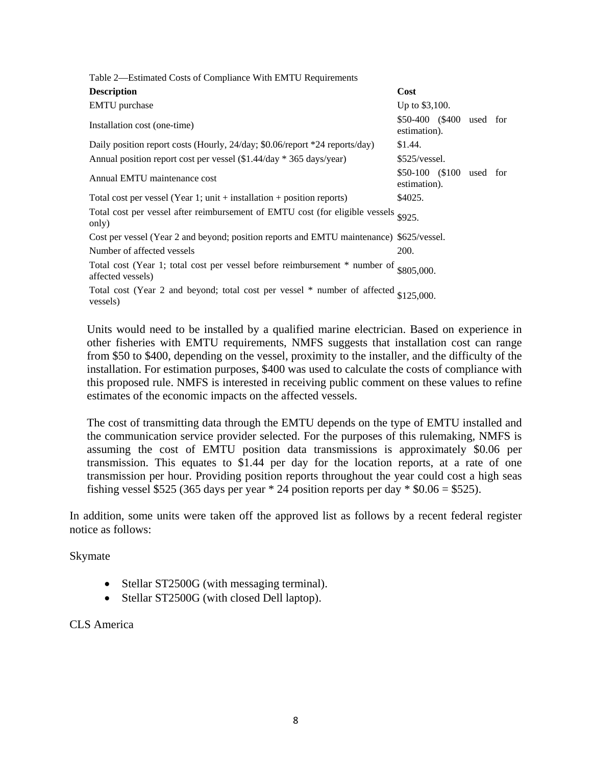Table 2—Estimated Costs of Compliance With EMTU Requirements

| Description | Cost |
|---|---|
| EMTU purchase | Up to $3,100. |
| Installation cost (one-time) | $50-400 ($400 used for estimation). |
| Daily position report costs (Hourly, 24/day; $0.06/report *24 reports/day) | $1.44. |
| Annual position report cost per vessel ($1.44/day * 365 days/year) | $525/vessel. |
| Annual EMTU maintenance cost | $50-100 ($100 used for estimation). |
| Total cost per vessel (Year 1; unit + installation + position reports) | $4025. |
| Total cost per vessel after reimbursement of EMTU cost (for eligible vessels only) | $925. |
| Cost per vessel (Year 2 and beyond; position reports and EMTU maintenance) | $625/vessel. |
| Number of affected vessels | 200. |
| Total cost (Year 1; total cost per vessel before reimbursement * number of affected vessels) | $805,000. |
| Total cost (Year 2 and beyond; total cost per vessel * number of affected vessels) | $125,000. |

Units would need to be installed by a qualified marine electrician. Based on experience in other fisheries with EMTU requirements, NMFS suggests that installation cost can range from $50 to $400, depending on the vessel, proximity to the installer, and the difficulty of the installation. For estimation purposes, $400 was used to calculate the costs of compliance with this proposed rule. NMFS is interested in receiving public comment on these values to refine estimates of the economic impacts on the affected vessels.

The cost of transmitting data through the EMTU depends on the type of EMTU installed and the communication service provider selected. For the purposes of this rulemaking, NMFS is assuming the cost of EMTU position data transmissions is approximately $0.06 per transmission. This equates to $1.44 per day for the location reports, at a rate of one transmission per hour. Providing position reports throughout the year could cost a high seas fishing vessel $525 (365 days per year * 24 position reports per day * $0.06 = $525).

In addition, some units were taken off the approved list as follows by a recent federal register notice as follows:

Skymate

- Stellar ST2500G (with messaging terminal).
- Stellar ST2500G (with closed Dell laptop).

CLS America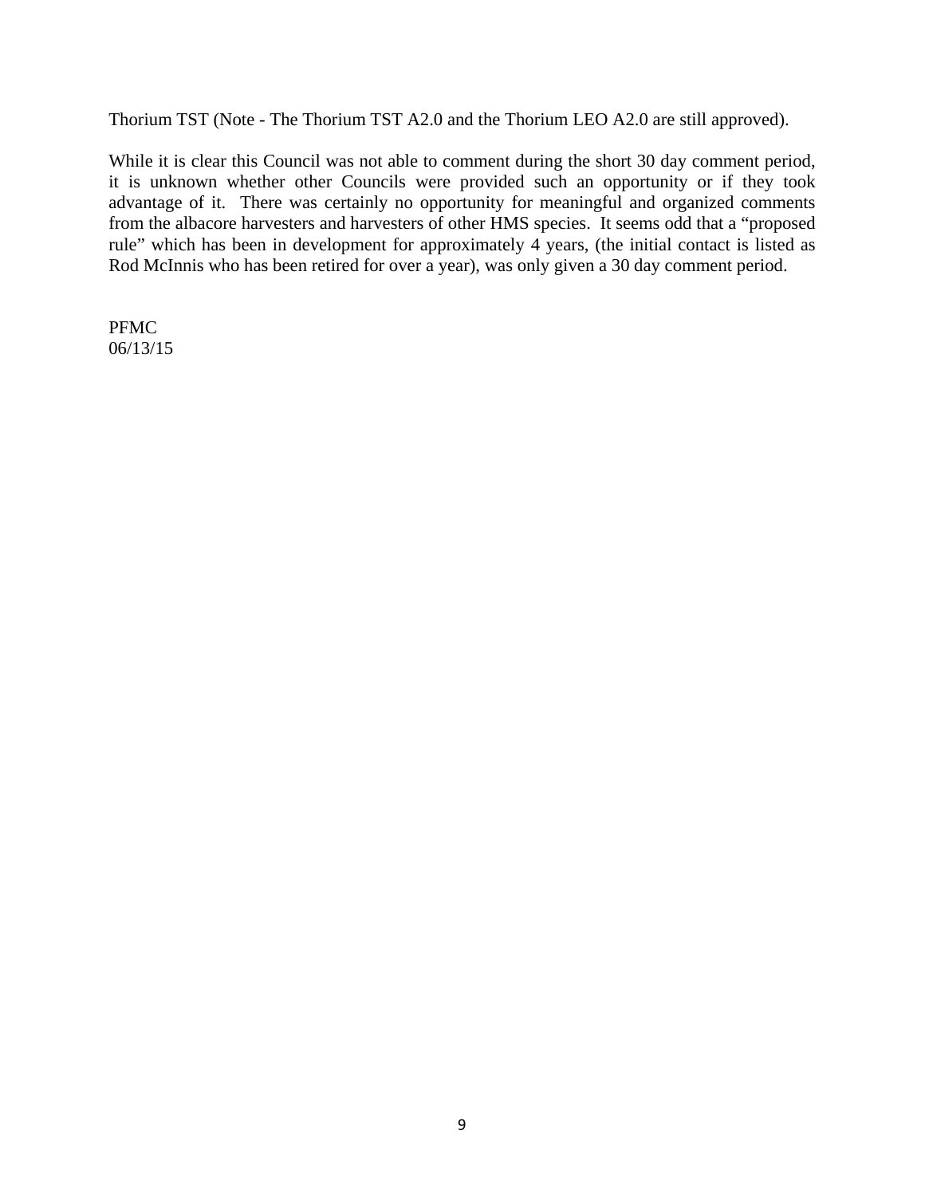Thorium TST (Note - The Thorium TST A2.0 and the Thorium LEO A2.0 are still approved).

While it is clear this Council was not able to comment during the short 30 day comment period, it is unknown whether other Councils were provided such an opportunity or if they took advantage of it. There was certainly no opportunity for meaningful and organized comments from the albacore harvesters and harvesters of other HMS species. It seems odd that a "proposed rule" which has been in development for approximately 4 years, (the initial contact is listed as Rod McInnis who has been retired for over a year), was only given a 30 day comment period.

PFMC
06/13/15